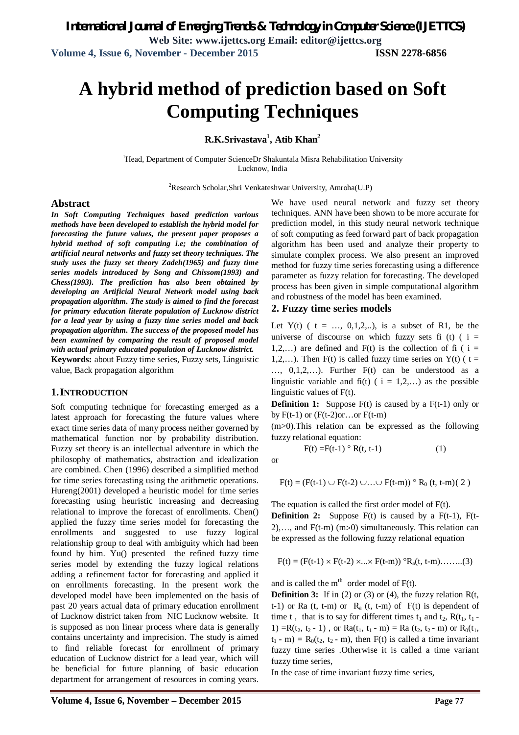# A hybrid method of prediction based on Soft Computing Techniques

**R.K.Srivastava[1], Atib Khan[2]**

[1]Head, Department of Computer ScienceDr Shakuntala Misra Rehabilitation University Lucknow, India

[2]Research Scholar,Shri Venkateshwar University, Amroha(U.P)

## Abstract

***In Soft Computing Techniques based prediction various methods have been developed to establish the hybrid model for forecasting the future values, the present paper proposes a hybrid method of soft computing i.e; the combination of artificial neural networks and fuzzy set theory techniques. The study uses the fuzzy set theory Zadeh(1965) and fuzzy time series models introduced by Song and Chissom(1993) and Chess(1993). The prediction has also been obtained by developing an Artificial Neural Network model using back propagation algorithm. The study is aimed to find the forecast for primary education literate population of Lucknow district for a lead year by using a fuzzy time series model and back propagation algorithm. The success of the proposed model has been examined by comparing the result of proposed model with actual primary educated population of Lucknow district.***

**Keywords:** about Fuzzy time series, Fuzzy sets, Linguistic value, Back propagation algorithm

## 1. INTRODUCTION

Soft computing technique for forecasting emerged as a latest approach for forecasting the future values where exact time series data of many process neither governed by mathematical function nor by probability distribution. Fuzzy set theory is an intellectual adventure in which the philosophy of mathematics, abstraction and idealization are combined. Chen (1996) described a simplified method for time series forecasting using the arithmetic operations. Hureng(2001) developed a heuristic model for time series forecasting using heuristic increasing and decreasing relational to improve the forecast of enrollments. Chen() applied the fuzzy time series model for forecasting the enrollments and suggested to use fuzzy logical relationship group to deal with ambiguity which had been found by him. Yu() presented the refined fuzzy time series model by extending the fuzzy logical relations adding a refinement factor for forecasting and applied it on enrollments forecasting. In the present work the developed model have been implemented on the basis of past 20 years actual data of primary education enrollment of Lucknow district taken from NIC Lucknow website. It is supposed as non linear process where data is generally contains uncertainty and imprecision. The study is aimed to find reliable forecast for enrollment of primary education of Lucknow district for a lead year, which will be beneficial for future planning of basic education department for arrangement of resources in coming years. We have used neural network and fuzzy set theory techniques. ANN have been shown to be more accurate for prediction model, in this study neural network technique of soft computing as feed forward part of back propagation algorithm has been used and analyze their property to simulate complex process. We also present an improved method for fuzzy time series forecasting using a difference parameter as fuzzy relation for forecasting. The developed process has been given in simple computational algorithm and robustness of the model has been examined.

## 2. Fuzzy time series models

Let Y(t) ( t = …, 0,1,2,..), is a subset of R1, be the universe of discourse on which fuzzy sets fi (t) ( i = 1,2,…) are defined and F(t) is the collection of fi ( i = 1,2,…). Then F(t) is called fuzzy time series on Y(t) ( t = …, 0,1,2,…). Further F(t) can be understood as a linguistic variable and fi(t) ( i = 1,2,…) as the possible linguistic values of F(t).

**Definition 1:** Suppose F(t) is caused by a F(t-1) only or by F(t-1) or (F(t-2)or…or F(t-m) (m>0).This relation can be expressed as the following fuzzy relational equation:

$$F(t) = F(t-1) \circ R(t, t-1) \qquad (1)$$

or

$$F(t) = (F(t-1) \cup F(t-2) \cup \ldots \cup F(t-m)) \circ R_0 (t, t-m) \quad (2)$$

The equation is called the first order model of F(t).

**Definition 2:** Suppose F(t) is caused by a F(t-1), F(t-2),…, and F(t-m) (m>0) simultaneously. This relation can be expressed as the following fuzzy relational equation

$$F(t) = (F(t-1) \times F(t-2) \times \ldots \times F(t-m)) \circ R_a(t, t-m) \ldots\ldots\ldots (3)$$

and is called the $m^{th}$ order model of F(t).

**Definition 3:** If in (2) or (3) or (4), the fuzzy relation R(t, t-1) or Ra (t, t-m) or $R_a$ (t, t-m) of F(t) is dependent of time t , that is to say for different times $t_1$ and $t_2$, $R(t_1, t_1 - 1) = R(t_2, t_2 - 1)$ , or $Ra(t_1, t_1 - m) = Ra (t_2, t_2 - m)$ or $R_0(t_1, t_1 - m) = R_0(t_2, t_2 - m)$, then F(t) is called a time invariant fuzzy time series .Otherwise it is called a time variant fuzzy time series,

In the case of time invariant fuzzy time series,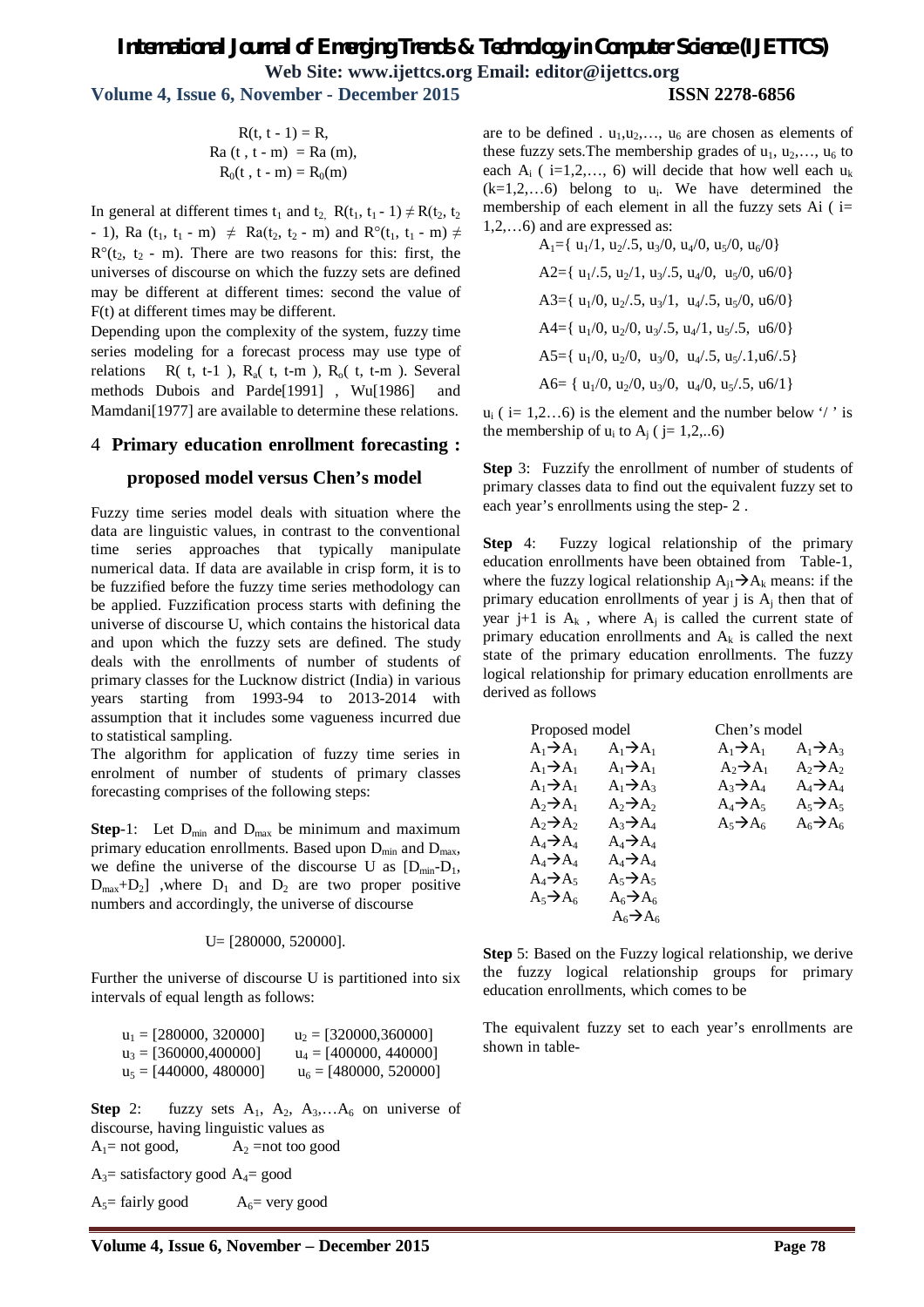$$R(t, t-1) = R,$$
$$Ra(t, t-m) = Ra(m),$$
$$R_0(t, t-m) = R_0(m)$$

In general at different times $t_1$ and $t_2$, $R(t_1, t_1 - 1) \neq R(t_2, t_2 - 1)$, $Ra(t_1, t_1 - m) \neq Ra(t_2, t_2 - m)$ and $R°(t_1, t_1 - m) \neq R°(t_2, t_2 - m)$. There are two reasons for this: first, the universes of discourse on which the fuzzy sets are defined may be different at different times: second the value of F(t) at different times may be different.

Depending upon the complexity of the system, fuzzy time series modeling for a forecast process may use type of relations $R(t, t-1)$, $R_a(t, t-m)$, $R_o(t, t-m)$. Several methods Dubois and Parde[1991], Wu[1986] and Mamdani[1977] are available to determine these relations.

## 4 Primary education enrollment forecasting : proposed model versus Chen's model

Fuzzy time series model deals with situation where the data are linguistic values, in contrast to the conventional time series approaches that typically manipulate numerical data. If data are available in crisp form, it is to be fuzzified before the fuzzy time series methodology can be applied. Fuzzification process starts with defining the universe of discourse U, which contains the historical data and upon which the fuzzy sets are defined. The study deals with the enrollments of number of students of primary classes for the Lucknow district (India) in various years starting from 1993-94 to 2013-2014 with assumption that it includes some vagueness incurred due to statistical sampling.

The algorithm for application of fuzzy time series in enrolment of number of students of primary classes forecasting comprises of the following steps:

**Step**-1: Let $D_{min}$ and $D_{max}$ be minimum and maximum primary education enrollments. Based upon $D_{min}$ and $D_{max}$, we define the universe of the discourse U as $[D_{min}-D_1, D_{max}+D_2]$ ,where $D_1$ and $D_2$ are two proper positive numbers and accordingly, the universe of discourse

$$U= [280000, 520000].$$

Further the universe of discourse U is partitioned into six intervals of equal length as follows:

$u_1$ = [280000, 320000] $u_2$ = [320000,360000]
$u_3$ = [360000,400000] $u_4$ = [400000, 440000]
$u_5$ = [440000, 480000] $u_6$ = [480000, 520000]

**Step** 2: fuzzy sets $A_1$, $A_2$, $A_3$,…$A_6$ on universe of discourse, having linguistic values as
$A_1$= not good, $A_2$ =not too good
$A_3$= satisfactory good $A_4$= good
$A_5$= fairly good $A_6$= very good

are to be defined . $u_1$,$u_2$,…, $u_6$ are chosen as elements of these fuzzy sets.The membership grades of $u_1$, $u_2$,…, $u_6$ to each $A_i$ ( i=1,2,…, 6) will decide that how well each $u_k$ (k=1,2,…6) belong to $u_i$. We have determined the membership of each element in all the fuzzy sets Ai ( i= 1,2,…6) and are expressed as:

$A_1$={ $u_1$/1, $u_2$/.5, $u_3$/0, $u_4$/0, $u_5$/0, $u_6$/0}

A2={ $u_1$/.5, $u_2$/1, $u_3$/.5, $u_4$/0, $u_5$/0, u6/0}

A3={ $u_1$/0, $u_2$/.5, $u_3$/1, $u_4$/.5, $u_5$/0, u6/0}

A4={ $u_1$/0, $u_2$/0, $u_3$/.5, $u_4$/1, $u_5$/.5, u6/0}

A5={ $u_1$/0, $u_2$/0, $u_3$/0, $u_4$/.5, $u_5$/.1,u6/.5}

A6= { $u_1$/0, $u_2$/0, $u_3$/0, $u_4$/0, $u_5$/.5, u6/1}

$u_i$ ( i= 1,2…6) is the element and the number below '/ ' is the membership of $u_i$ to $A_j$ ( j= 1,2,..6)

**Step** 3: Fuzzify the enrollment of number of students of primary classes data to find out the equivalent fuzzy set to each year's enrollments using the step- 2 .

**Step** 4: Fuzzy logical relationship of the primary education enrollments have been obtained from Table-1, where the fuzzy logical relationship $A_{j1} \rightarrow A_k$ means: if the primary education enrollments of year j is $A_j$ then that of year j+1 is $A_k$ , where $A_j$ is called the current state of primary education enrollments and $A_k$ is called the next state of the primary education enrollments. The fuzzy logical relationship for primary education enrollments are derived as follows

| Proposed model | | Chen's model | |
|---|---|---|---|
| $A_1 \rightarrow A_1$ | $A_1 \rightarrow A_1$ | $A_1 \rightarrow A_1$ | $A_1 \rightarrow A_3$ |
| $A_1 \rightarrow A_1$ | $A_1 \rightarrow A_1$ | $A_2 \rightarrow A_1$ | $A_2 \rightarrow A_2$ |
| $A_1 \rightarrow A_1$ | $A_1 \rightarrow A_3$ | $A_3 \rightarrow A_4$ | $A_4 \rightarrow A_4$ |
| $A_2 \rightarrow A_1$ | $A_2 \rightarrow A_2$ | $A_4 \rightarrow A_5$ | $A_5 \rightarrow A_5$ |
| $A_2 \rightarrow A_2$ | $A_3 \rightarrow A_4$ | $A_5 \rightarrow A_6$ | $A_6 \rightarrow A_6$ |
| $A_4 \rightarrow A_4$ | $A_4 \rightarrow A_4$ | | |
| $A_4 \rightarrow A_4$ | $A_4 \rightarrow A_4$ | | |
| $A_4 \rightarrow A_5$ | $A_5 \rightarrow A_5$ | | |
| $A_5 \rightarrow A_6$ | $A_6 \rightarrow A_6$ | | |
| | $A_6 \rightarrow A_6$ | | |

**Step** 5: Based on the Fuzzy logical relationship, we derive the fuzzy logical relationship groups for primary education enrollments, which comes to be

The equivalent fuzzy set to each year's enrollments are shown in table-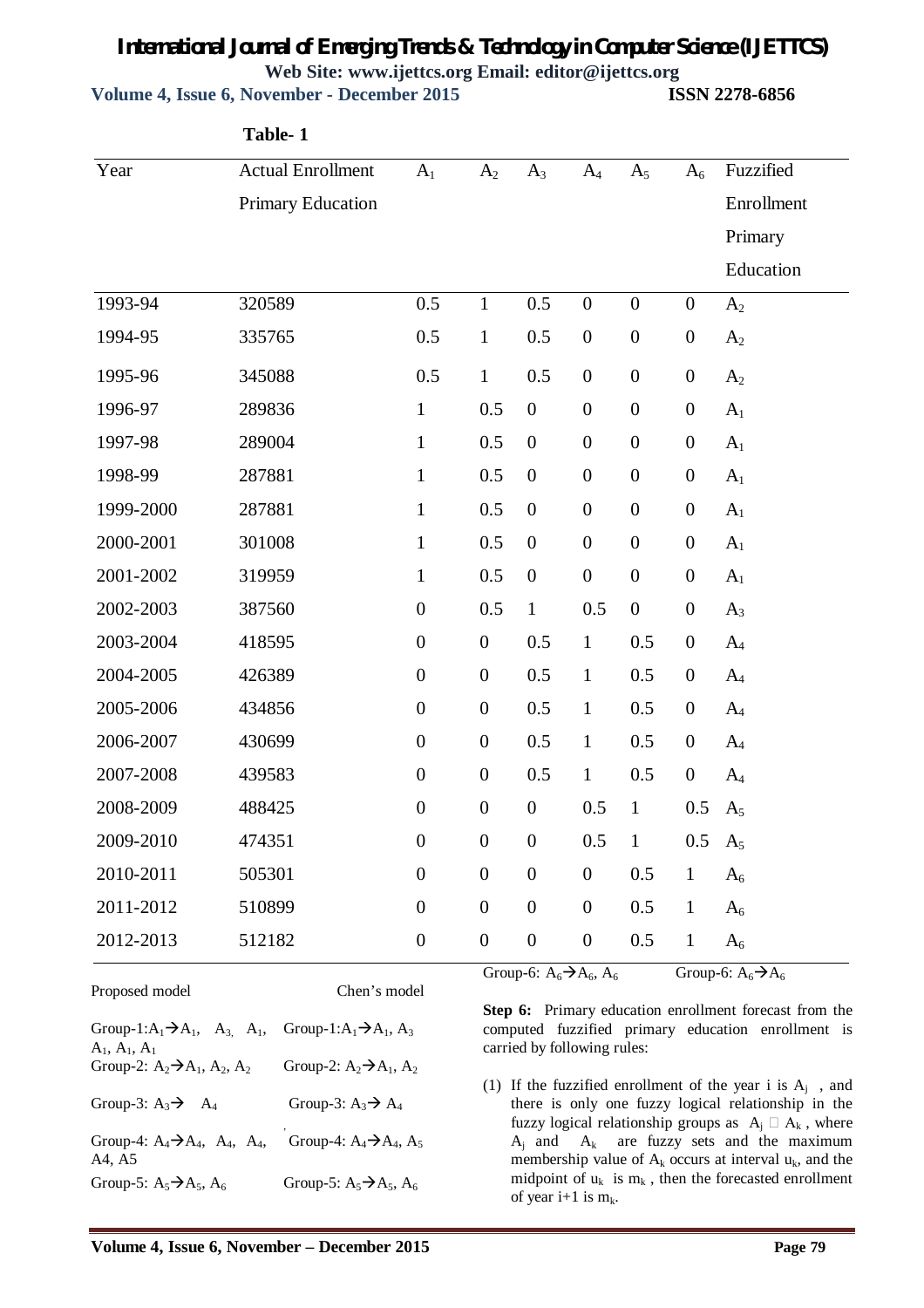**Table- 1**

| Year | Actual Enrollment Primary Education | $A_1$ | $A_2$ | $A_3$ | $A_4$ | $A_5$ | $A_6$ | Fuzzified Enrollment Primary Education |
|---|---|---|---|---|---|---|---|---|
| 1993-94 | 320589 | 0.5 | 1 | 0.5 | 0 | 0 | 0 | $A_2$ |
| 1994-95 | 335765 | 0.5 | 1 | 0.5 | 0 | 0 | 0 | $A_2$ |
| 1995-96 | 345088 | 0.5 | 1 | 0.5 | 0 | 0 | 0 | $A_2$ |
| 1996-97 | 289836 | 1 | 0.5 | 0 | 0 | 0 | 0 | $A_1$ |
| 1997-98 | 289004 | 1 | 0.5 | 0 | 0 | 0 | 0 | $A_1$ |
| 1998-99 | 287881 | 1 | 0.5 | 0 | 0 | 0 | 0 | $A_1$ |
| 1999-2000 | 287881 | 1 | 0.5 | 0 | 0 | 0 | 0 | $A_1$ |
| 2000-2001 | 301008 | 1 | 0.5 | 0 | 0 | 0 | 0 | $A_1$ |
| 2001-2002 | 319959 | 1 | 0.5 | 0 | 0 | 0 | 0 | $A_1$ |
| 2002-2003 | 387560 | 0 | 0.5 | 1 | 0.5 | 0 | 0 | $A_3$ |
| 2003-2004 | 418595 | 0 | 0 | 0.5 | 1 | 0.5 | 0 | $A_4$ |
| 2004-2005 | 426389 | 0 | 0 | 0.5 | 1 | 0.5 | 0 | $A_4$ |
| 2005-2006 | 434856 | 0 | 0 | 0.5 | 1 | 0.5 | 0 | $A_4$ |
| 2006-2007 | 430699 | 0 | 0 | 0.5 | 1 | 0.5 | 0 | $A_4$ |
| 2007-2008 | 439583 | 0 | 0 | 0.5 | 1 | 0.5 | 0 | $A_4$ |
| 2008-2009 | 488425 | 0 | 0 | 0 | 0.5 | 1 | 0.5 | $A_5$ |
| 2009-2010 | 474351 | 0 | 0 | 0 | 0.5 | 1 | 0.5 | $A_5$ |
| 2010-2011 | 505301 | 0 | 0 | 0 | 0 | 0.5 | 1 | $A_6$ |
| 2011-2012 | 510899 | 0 | 0 | 0 | 0 | 0.5 | 1 | $A_6$ |
| 2012-2013 | 512182 | 0 | 0 | 0 | 0 | 0.5 | 1 | $A_6$ |

| Proposed model | Chen's model |
|---|---|
| Group-1: $A_1 \rightarrow A_1, A_3, A_1, A_1, A_1, A_1$ | Group-1: $A_1 \rightarrow A_1, A_3$ |
| Group-2: $A_2 \rightarrow A_1, A_2, A_2$ | Group-2: $A_2 \rightarrow A_1, A_2$ |
| Group-3: $A_3 \rightarrow A_4$ | Group-3: $A_3 \rightarrow A_4$ |
| Group-4: $A_4 \rightarrow A_4, A_4, A_4, A_4, A_5$ | Group-4: $A_4 \rightarrow A_4, A_5$ |
| Group-5: $A_5 \rightarrow A_5, A_6$ | Group-5: $A_5 \rightarrow A_5, A_6$ |
| Group-6: $A_6 \rightarrow A_6, A_6$ | Group-6: $A_6 \rightarrow A_6$ |

**Step 6:** Primary education enrollment forecast from the computed fuzzified primary education enrollment is carried by following rules:

(1) If the fuzzified enrollment of the year i is $A_j$ , and there is only one fuzzy logical relationship in the fuzzy logical relationship groups as $A_j \rightarrow A_k$ , where $A_j$ and $A_k$ are fuzzy sets and the maximum membership value of $A_k$ occurs at interval $u_k$, and the midpoint of $u_k$ is $m_k$ , then the forecasted enrollment of year i+1 is $m_k$.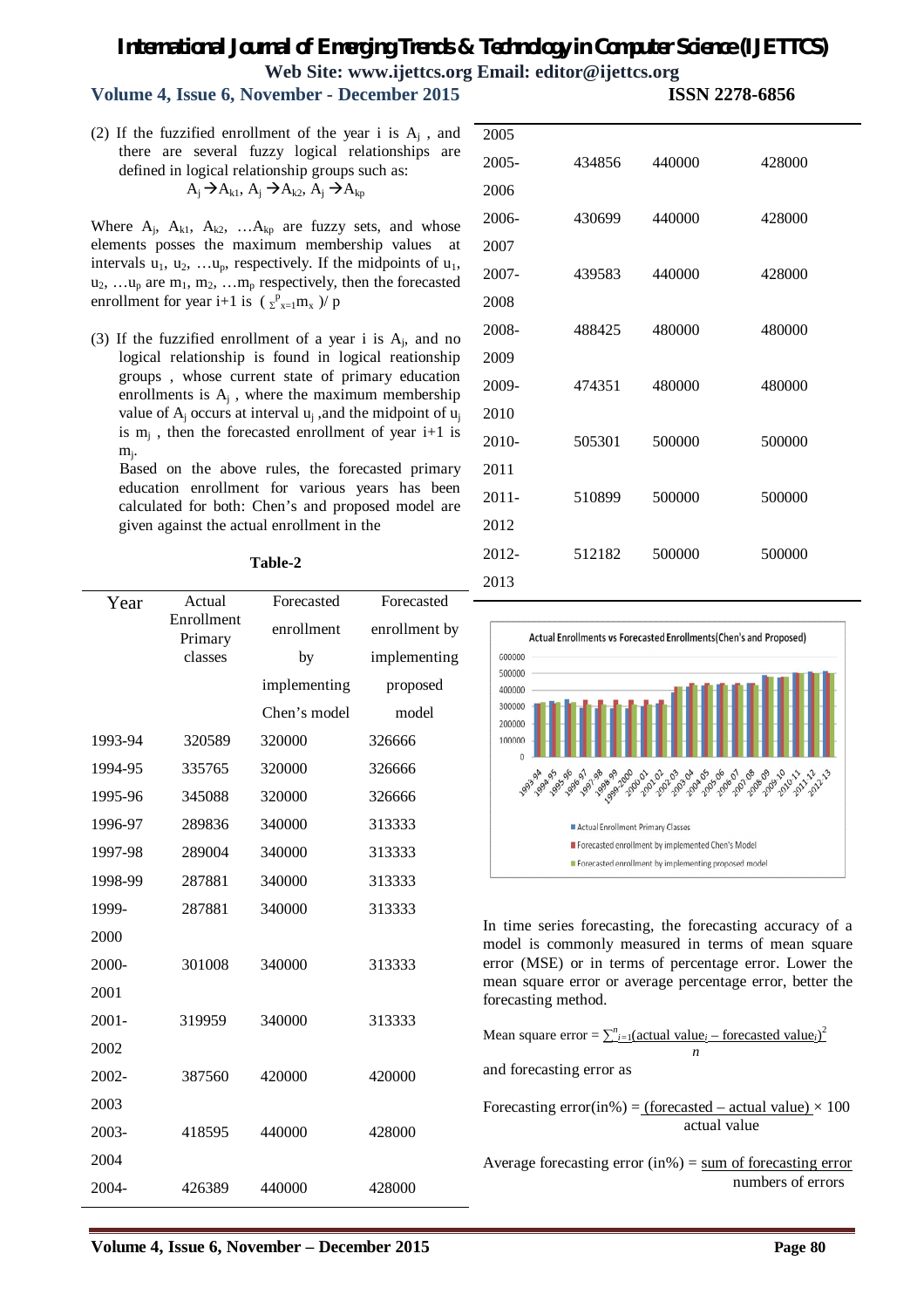(2) If the fuzzified enrollment of the year i is $A_j$ , and there are several fuzzy logical relationships are defined in logical relationship groups such as:

$$A_j \rightarrow A_{k1},\ A_j \rightarrow A_{k2},\ A_j \rightarrow A_{kp}$$

Where $A_j$, $A_{k1}$, $A_{k2}$, …$A_{kp}$ are fuzzy sets, and whose elements posses the maximum membership values at intervals $u_1$, $u_2$, …$u_p$, respectively. If the midpoints of $u_1$, $u_2$, …$u_p$ are $m_1$, $m_2$, …$m_p$ respectively, then the forecasted enrollment for year i+1 is $(\sum_{x=1}^{p} m_x)/p$

(3) If the fuzzified enrollment of a year i is $A_j$, and no logical relationship is found in logical reationship groups , whose current state of primary education enrollments is $A_j$ , where the maximum membership value of $A_j$ occurs at interval $u_j$ ,and the midpoint of $u_j$ is $m_j$ , then the forecasted enrollment of year i+1 is $m_j$.

Based on the above rules, the forecasted primary education enrollment for various years has been calculated for both: Chen's and proposed model are given against the actual enrollment in the

**Table-2**

| Year | Actual Enrollment Primary classes | Forecasted enrollment by implementing Chen's model | Forecasted enrollment by implementing proposed model |
|---|---|---|---|
| 1993-94 | 320589 | 320000 | 326666 |
| 1994-95 | 335765 | 320000 | 326666 |
| 1995-96 | 345088 | 320000 | 326666 |
| 1996-97 | 289836 | 340000 | 313333 |
| 1997-98 | 289004 | 340000 | 313333 |
| 1998-99 | 287881 | 340000 | 313333 |
| 1999-2000 | 287881 | 340000 | 313333 |
| 2000-2001 | 301008 | 340000 | 313333 |
| 2001-2002 | 319959 | 340000 | 313333 |
| 2002-2003 | 387560 | 420000 | 420000 |
| 2003-2004 | 418595 | 440000 | 428000 |
| 2004-2005 | 426389 | 440000 | 428000 |
| 2005-2006 | 434856 | 440000 | 428000 |
| 2006-2007 | 430699 | 440000 | 428000 |
| 2007-2008 | 439583 | 440000 | 428000 |
| 2008-2009 | 488425 | 480000 | 480000 |
| 2009-2010 | 474351 | 480000 | 480000 |
| 2010-2011 | 505301 | 500000 | 500000 |
| 2011-2012 | 510899 | 500000 | 500000 |
| 2012-2013 | 512182 | 500000 | 500000 |

Actual Enrollments vs Forecasted Enrollments(Chen's and Proposed)

In time series forecasting, the forecasting accuracy of a model is commonly measured in terms of mean square error (MSE) or in terms of percentage error. Lower the mean square error or average percentage error, better the forecasting method.

$$\text{Mean square error} = \frac{\sum_{i=1}^{n}(\text{actual value}_i - \text{forecasted value}_i)^2}{n}$$

and forecasting error as

$$\text{Forecasting error(in\%)} = \frac{(\text{forecasted} - \text{actual value})}{\text{actual value}} \times 100$$

$$\text{Average forecasting error (in\%)} = \frac{\text{sum of forecasting error}}{\text{numbers of errors}}$$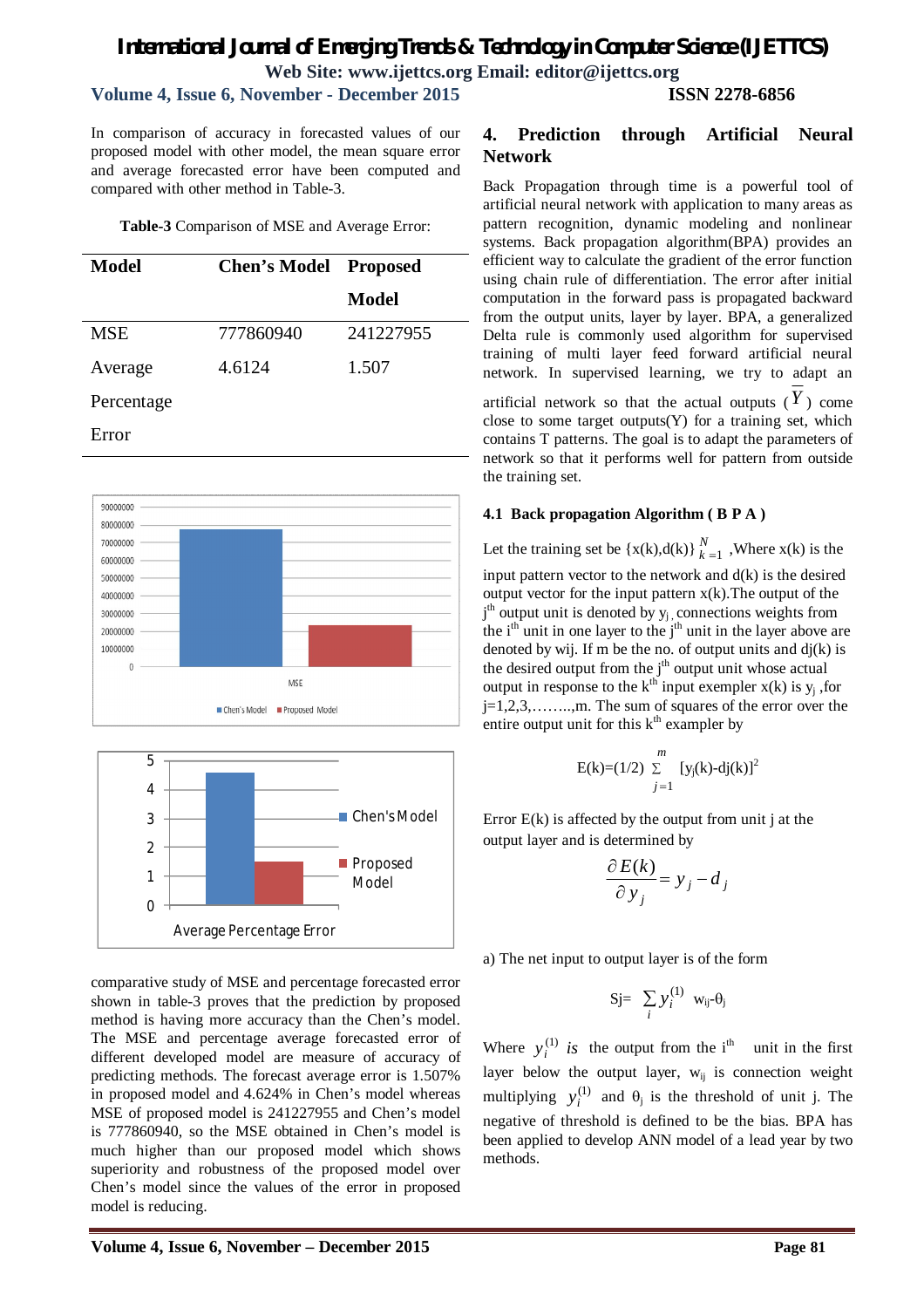In comparison of accuracy in forecasted values of our proposed model with other model, the mean square error and average forecasted error have been computed and compared with other method in Table-3.

**Table-3** Comparison of MSE and Average Error:

| Model | Chen's Model | Proposed Model |
|---|---|---|
| MSE | 777860940 | 241227955 |
| Average Percentage Error | 4.6124 | 1.507 |

comparative study of MSE and percentage forecasted error shown in table-3 proves that the prediction by proposed method is having more accuracy than the Chen's model. The MSE and percentage average forecasted error of different developed model are measure of accuracy of predicting methods. The forecast average error is 1.507% in proposed model and 4.624% in Chen's model whereas MSE of proposed model is 241227955 and Chen's model is 777860940, so the MSE obtained in Chen's model is much higher than our proposed model which shows superiority and robustness of the proposed model over Chen's model since the values of the error in proposed model is reducing.

## 4. Prediction through Artificial Neural Network

Back Propagation through time is a powerful tool of artificial neural network with application to many areas as pattern recognition, dynamic modeling and nonlinear systems. Back propagation algorithm(BPA) provides an efficient way to calculate the gradient of the error function using chain rule of differentiation. The error after initial computation in the forward pass is propagated backward from the output units, layer by layer. BPA, a generalized Delta rule is commonly used algorithm for supervised training of multi layer feed forward artificial neural network. In supervised learning, we try to adapt an artificial network so that the actual outputs ($\overline{Y}$) come close to some target outputs(Y) for a training set, which contains T patterns. The goal is to adapt the parameters of network so that it performs well for pattern from outside the training set.

### 4.1 Back propagation Algorithm ( B P A )

Let the training set be $\{x(k),d(k)\}_{k=1}^{N}$ ,Where x(k) is the input pattern vector to the network and d(k) is the desired output vector for the input pattern x(k).The output of the $j^{th}$ output unit is denoted by $y_j$ connections weights from the $i^{th}$ unit in one layer to the $j^{th}$ unit in the layer above are denoted by wij. If m be the no. of output units and dj(k) is the desired output from the $j^{th}$ output unit whose actual output in response to the $k^{th}$ input exempler x(k) is $y_j$ ,for j=1,2,3,……..,m. The sum of squares of the error over the entire output unit for this $k^{th}$ exampler by

$$E(k)=(1/2)\sum_{j=1}^{m}[y_j(k)-d_j(k)]^2$$

Error E(k) is affected by the output from unit j at the output layer and is determined by

$$\frac{\partial E(k)}{\partial y_j}=y_j-d_j$$

a) The net input to output layer is of the form

$$S_j=\sum_i y_i^{(1)} w_{ij}-\theta_j$$

Where $y_i^{(1)}$ *is* the output from the $i^{th}$ unit in the first layer below the output layer, $w_{ij}$ is connection weight multiplying $y_i^{(1)}$ and $\theta_j$ is the threshold of unit j. The negative of threshold is defined to be the bias. BPA has been applied to develop ANN model of a lead year by two methods.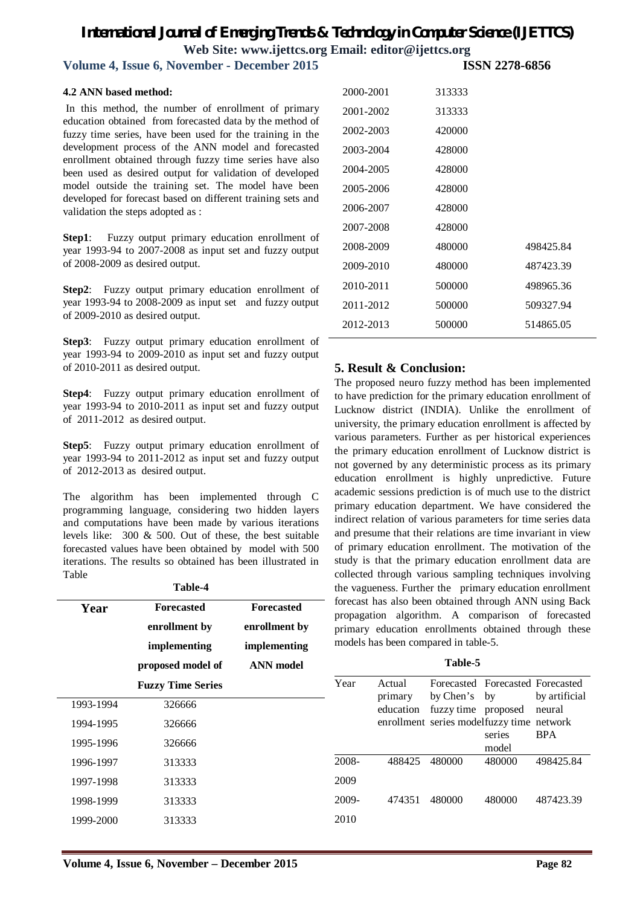**4.2 ANN based method:**

In this method, the number of enrollment of primary education obtained from forecasted data by the method of fuzzy time series, have been used for the training in the development process of the ANN model and forecasted enrollment obtained through fuzzy time series have also been used as desired output for validation of developed model outside the training set. The model have been developed for forecast based on different training sets and validation the steps adopted as :

**Step1**: Fuzzy output primary education enrollment of year 1993-94 to 2007-2008 as input set and fuzzy output of 2008-2009 as desired output.

**Step2**: Fuzzy output primary education enrollment of year 1993-94 to 2008-2009 as input set and fuzzy output of 2009-2010 as desired output.

**Step3**: Fuzzy output primary education enrollment of year 1993-94 to 2009-2010 as input set and fuzzy output of 2010-2011 as desired output.

**Step4**: Fuzzy output primary education enrollment of year 1993-94 to 2010-2011 as input set and fuzzy output of 2011-2012 as desired output.

**Step5**: Fuzzy output primary education enrollment of year 1993-94 to 2011-2012 as input set and fuzzy output of 2012-2013 as desired output.

The algorithm has been implemented through C programming language, considering two hidden layers and computations have been made by various iterations levels like: 300 & 500. Out of these, the best suitable forecasted values have been obtained by model with 500 iterations. The results so obtained has been illustrated in Table

**Table-4**

| Year | Forecasted enrollment by implementing proposed model of Fuzzy Time Series | Forecasted enrollment by implementing ANN model |
|---|---|---|
| 1993-1994 | 326666 | |
| 1994-1995 | 326666 | |
| 1995-1996 | 326666 | |
| 1996-1997 | 313333 | |
| 1997-1998 | 313333 | |
| 1998-1999 | 313333 | |
| 1999-2000 | 313333 | |
| 2000-2001 | 313333 | |
| 2001-2002 | 313333 | |
| 2002-2003 | 420000 | |
| 2003-2004 | 428000 | |
| 2004-2005 | 428000 | |
| 2005-2006 | 428000 | |
| 2006-2007 | 428000 | |
| 2007-2008 | 428000 | |
| 2008-2009 | 480000 | 498425.84 |
| 2009-2010 | 480000 | 487423.39 |
| 2010-2011 | 500000 | 498965.36 |
| 2011-2012 | 500000 | 509327.94 |
| 2012-2013 | 500000 | 514865.05 |

## 5. Result & Conclusion:

The proposed neuro fuzzy method has been implemented to have prediction for the primary education enrollment of Lucknow district (INDIA). Unlike the enrollment of university, the primary education enrollment is affected by various parameters. Further as per historical experiences the primary education enrollment of Lucknow district is not governed by any deterministic process as its primary education enrollment is highly unpredictive. Future academic sessions prediction is of much use to the district primary education department. We have considered the indirect relation of various parameters for time series data and presume that their relations are time invariant in view of primary education enrollment. The motivation of the study is that the primary education enrollment data are collected through various sampling techniques involving the vagueness. Further the primary education enrollment forecast has also been obtained through ANN using Back propagation algorithm. A comparison of forecasted primary education enrollments obtained through these models has been compared in table-5.

**Table-5**

| Year | Actual primary education enrollment | Forecasted by Chen's fuzzy time series model | Forecasted by proposed fuzzy time series model | Forecasted by artificial neural network BPA |
|---|---|---|---|---|
| 2008-2009 | 488425 | 480000 | 480000 | 498425.84 |
| 2009-2010 | 474351 | 480000 | 480000 | 487423.39 |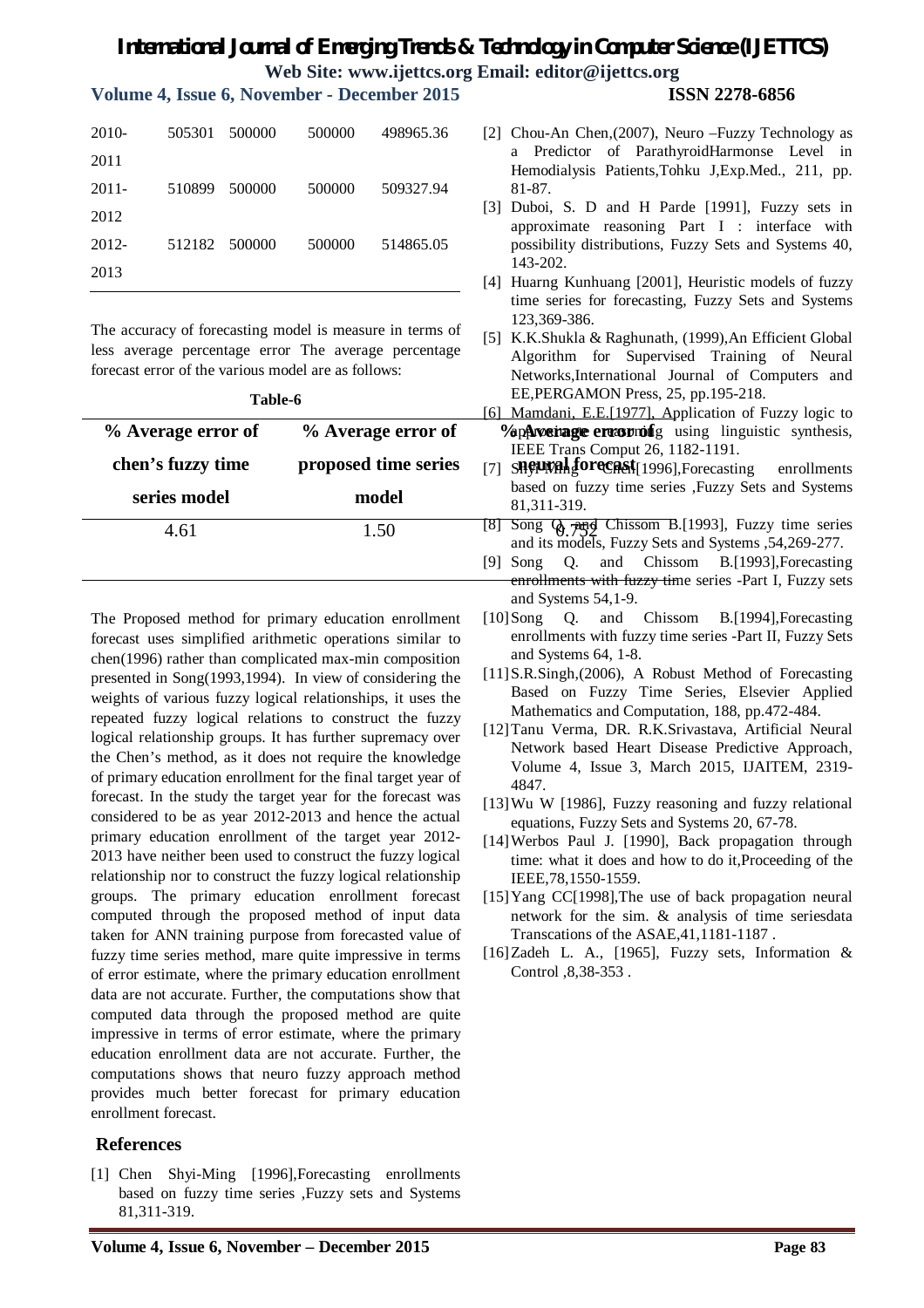| | | | | |
|---|---|---|---|---|
| 2010-2011 | 505301 | 500000 | 500000 | 498965.36 |
| 2011-2012 | 510899 | 500000 | 500000 | 509327.94 |
| 2012-2013 | 512182 | 500000 | 500000 | 514865.05 |

The accuracy of forecasting model is measure in terms of less average percentage error The average percentage forecast error of the various model are as follows:

**Table-6**

| % Average error of chen's fuzzy time series model | % Average error of proposed time series model | % Average error of neural forecast |
|---|---|---|
| 4.61 | 1.50 | 0.752 |

The Proposed method for primary education enrollment forecast uses simplified arithmetic operations similar to chen(1996) rather than complicated max-min composition presented in Song(1993,1994). In view of considering the weights of various fuzzy logical relationships, it uses the repeated fuzzy logical relations to construct the fuzzy logical relationship groups. It has further supremacy over the Chen's method, as it does not require the knowledge of primary education enrollment for the final target year of forecast. In the study the target year for the forecast was considered to be as year 2012-2013 and hence the actual primary education enrollment of the target year 2012-2013 have neither been used to construct the fuzzy logical relationship nor to construct the fuzzy logical relationship groups. The primary education enrollment forecast computed through the proposed method of input data taken for ANN training purpose from forecasted value of fuzzy time series method, mare quite impressive in terms of error estimate, where the primary education enrollment data are not accurate. Further, the computations show that computed data through the proposed method are quite impressive in terms of error estimate, where the primary education enrollment data are not accurate. Further, the computations shows that neuro fuzzy approach method provides much better forecast for primary education enrollment forecast.

## References

[1] Chen Shyi-Ming [1996],Forecasting enrollments based on fuzzy time series ,Fuzzy sets and Systems 81,311-319.

[2] Chou-An Chen,(2007), Neuro –Fuzzy Technology as a Predictor of ParathyroidHarmonse Level in Hemodialysis Patients,Tohku J,Exp.Med., 211, pp. 81-87.

[3] Duboi, S. D and H Parde [1991], Fuzzy sets in approximate reasoning Part I : interface with possibility distributions, Fuzzy Sets and Systems 40, 143-202.

[4] Huarng Kunhuang [2001], Heuristic models of fuzzy time series for forecasting, Fuzzy Sets and Systems 123,369-386.

[5] K.K.Shukla & Raghunath, (1999),An Efficient Global Algorithm for Supervised Training of Neural Networks,International Journal of Computers and EE,PERGAMON Press, 25, pp.195-218.

[6] Mamdani, E.E.[1977], Application of Fuzzy logic to approximate reasoning using linguistic synthesis, IEEE Trans Comput 26, 1182-1191.

[7] Shyi-Ming Chen[1996],Forecasting enrollments based on fuzzy time series ,Fuzzy Sets and Systems 81,311-319.

[8] Song Q. and Chissom B.[1993], Fuzzy time series and its models, Fuzzy Sets and Systems ,54,269-277.

[9] Song Q. and Chissom B.[1993],Forecasting enrollments with fuzzy time series -Part I, Fuzzy sets and Systems 54,1-9.

[10] Song Q. and Chissom B.[1994],Forecasting enrollments with fuzzy time series -Part II, Fuzzy Sets and Systems 64, 1-8.

[11] S.R.Singh,(2006), A Robust Method of Forecasting Based on Fuzzy Time Series, Elsevier Applied Mathematics and Computation, 188, pp.472-484.

[12] Tanu Verma, DR. R.K.Srivastava, Artificial Neural Network based Heart Disease Predictive Approach, Volume 4, Issue 3, March 2015, IJAITEM, 2319-4847.

[13] Wu W [1986], Fuzzy reasoning and fuzzy relational equations, Fuzzy Sets and Systems 20, 67-78.

[14] Werbos Paul J. [1990], Back propagation through time: what it does and how to do it,Proceeding of the IEEE,78,1550-1559.

[15] Yang CC[1998],The use of back propagation neural network for the sim. & analysis of time seriesdata Transcations of the ASAE,41,1181-1187 .

[16] Zadeh L. A., [1965], Fuzzy sets, Information & Control ,8,38-353 .